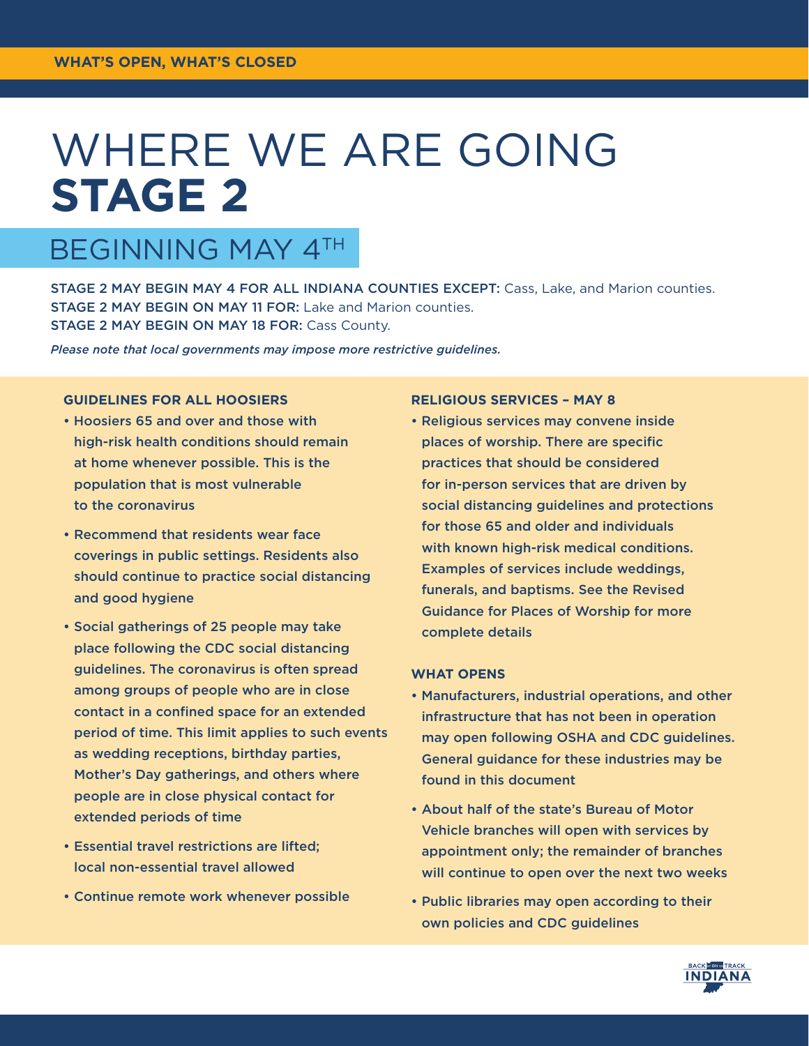WHAT'S OPEN, WHAT'S CLOSED

# WHERE WE ARE GOING **STAGE 2**

## BEGINNING MAY 4TH

**STAGE 2 MAY BEGIN MAY 4 FOR ALL INDIANA COUNTIES EXCEPT:** Cass, Lake, and Marion counties.
**STAGE 2 MAY BEGIN ON MAY 11 FOR:** Lake and Marion counties.
**STAGE 2 MAY BEGIN ON MAY 18 FOR:** Cass County.

*Please note that local governments may impose more restrictive guidelines.*

### GUIDELINES FOR ALL HOOSIERS

- Hoosiers 65 and over and those with high-risk health conditions should remain at home whenever possible. This is the population that is most vulnerable to the coronavirus
- Recommend that residents wear face coverings in public settings. Residents also should continue to practice social distancing and good hygiene
- Social gatherings of 25 people may take place following the CDC social distancing guidelines. The coronavirus is often spread among groups of people who are in close contact in a confined space for an extended period of time. This limit applies to such events as wedding receptions, birthday parties, Mother's Day gatherings, and others where people are in close physical contact for extended periods of time
- Essential travel restrictions are lifted; local non-essential travel allowed
- Continue remote work whenever possible

### RELIGIOUS SERVICES – MAY 8

- Religious services may convene inside places of worship. There are specific practices that should be considered for in-person services that are driven by social distancing guidelines and protections for those 65 and older and individuals with known high-risk medical conditions. Examples of services include weddings, funerals, and baptisms. See the Revised Guidance for Places of Worship for more complete details

### WHAT OPENS

- Manufacturers, industrial operations, and other infrastructure that has not been in operation may open following OSHA and CDC guidelines. General guidance for these industries may be found in this document
- About half of the state's Bureau of Motor Vehicle branches will open with services by appointment only; the remainder of branches will continue to open over the next two weeks
- Public libraries may open according to their own policies and CDC guidelines

BACK ON TRACK INDIANA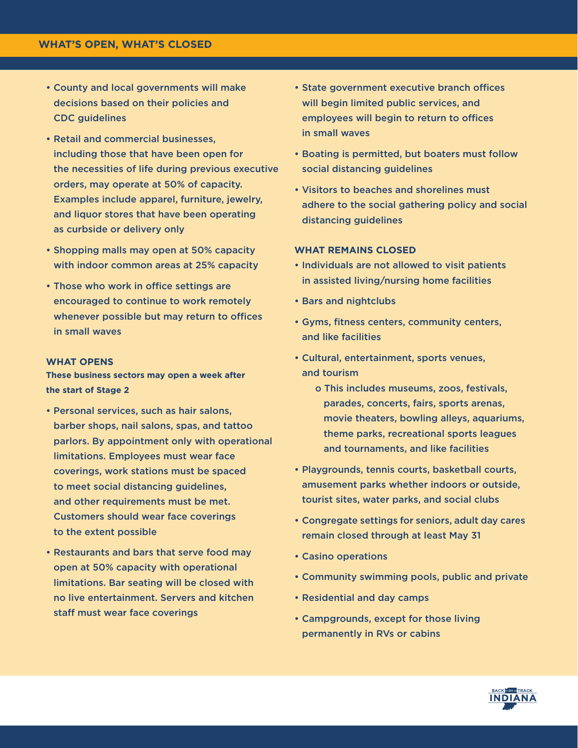## WHAT'S OPEN, WHAT'S CLOSED

- County and local governments will make decisions based on their policies and CDC guidelines
- Retail and commercial businesses, including those that have been open for the necessities of life during previous executive orders, may operate at 50% of capacity. Examples include apparel, furniture, jewelry, and liquor stores that have been operating as curbside or delivery only
- Shopping malls may open at 50% capacity with indoor common areas at 25% capacity
- Those who work in office settings are encouraged to continue to work remotely whenever possible but may return to offices in small waves

### WHAT OPENS

**These business sectors may open a week after the start of Stage 2**

- Personal services, such as hair salons, barber shops, nail salons, spas, and tattoo parlors. By appointment only with operational limitations. Employees must wear face coverings, work stations must be spaced to meet social distancing guidelines, and other requirements must be met. Customers should wear face coverings to the extent possible
- Restaurants and bars that serve food may open at 50% capacity with operational limitations. Bar seating will be closed with no live entertainment. Servers and kitchen staff must wear face coverings

- State government executive branch offices will begin limited public services, and employees will begin to return to offices in small waves
- Boating is permitted, but boaters must follow social distancing guidelines
- Visitors to beaches and shorelines must adhere to the social gathering policy and social distancing guidelines

### WHAT REMAINS CLOSED

- Individuals are not allowed to visit patients in assisted living/nursing home facilities
- Bars and nightclubs
- Gyms, fitness centers, community centers, and like facilities
- Cultural, entertainment, sports venues, and tourism
    - This includes museums, zoos, festivals, parades, concerts, fairs, sports arenas, movie theaters, bowling alleys, aquariums, theme parks, recreational sports leagues and tournaments, and like facilities
- Playgrounds, tennis courts, basketball courts, amusement parks whether indoors or outside, tourist sites, water parks, and social clubs
- Congregate settings for seniors, adult day cares remain closed through at least May 31
- Casino operations
- Community swimming pools, public and private
- Residential and day camps
- Campgrounds, except for those living permanently in RVs or cabins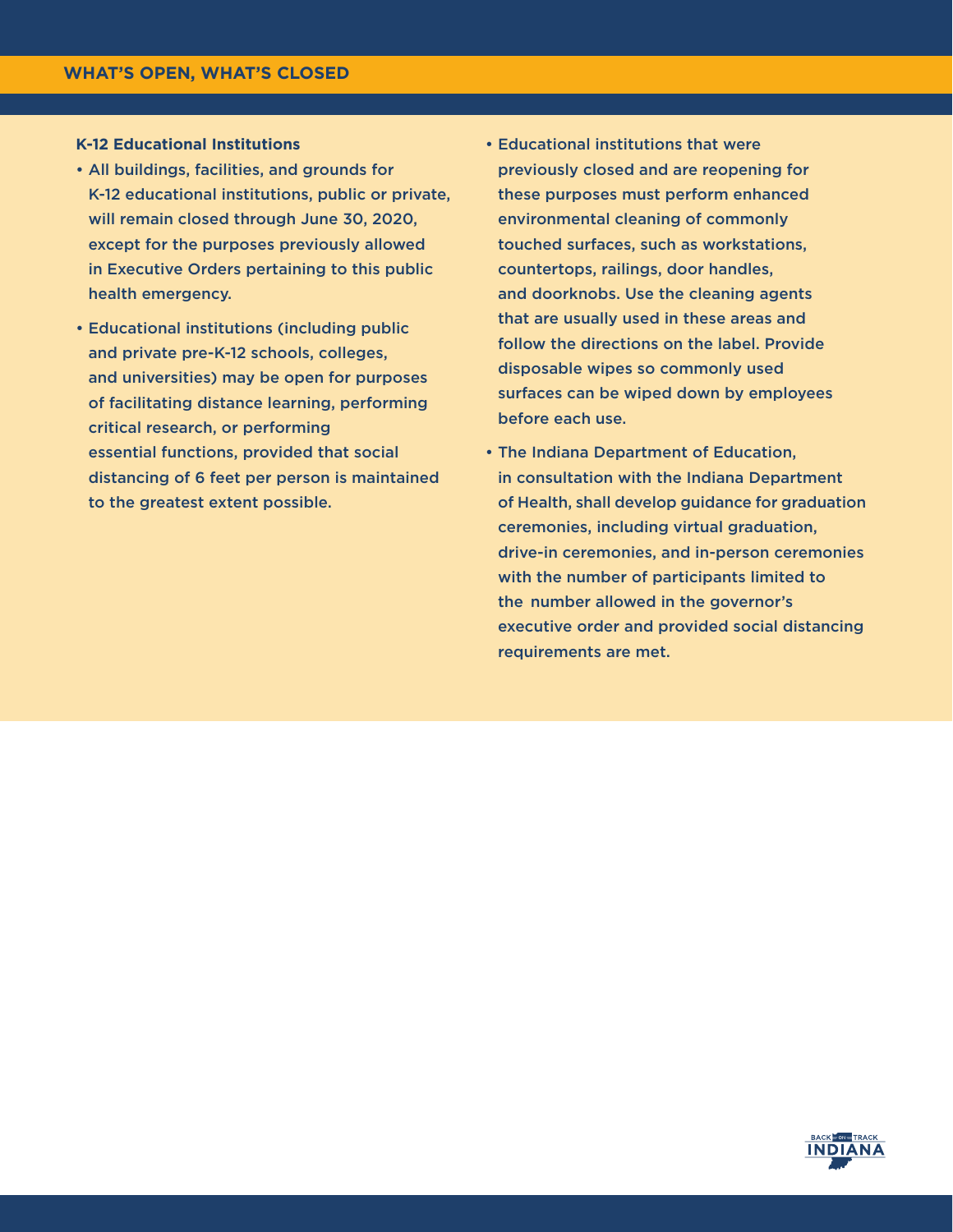## WHAT'S OPEN, WHAT'S CLOSED

**K-12 Educational Institutions**

- All buildings, facilities, and grounds for K-12 educational institutions, public or private, will remain closed through June 30, 2020, except for the purposes previously allowed in Executive Orders pertaining to this public health emergency.
- Educational institutions (including public and private pre-K-12 schools, colleges, and universities) may be open for purposes of facilitating distance learning, performing critical research, or performing essential functions, provided that social distancing of 6 feet per person is maintained to the greatest extent possible.
- Educational institutions that were previously closed and are reopening for these purposes must perform enhanced environmental cleaning of commonly touched surfaces, such as workstations, countertops, railings, door handles, and doorknobs. Use the cleaning agents that are usually used in these areas and follow the directions on the label. Provide disposable wipes so commonly used surfaces can be wiped down by employees before each use.
- The Indiana Department of Education, in consultation with the Indiana Department of Health, shall develop guidance for graduation ceremonies, including virtual graduation, drive-in ceremonies, and in-person ceremonies with the number of participants limited to the number allowed in the governor's executive order and provided social distancing requirements are met.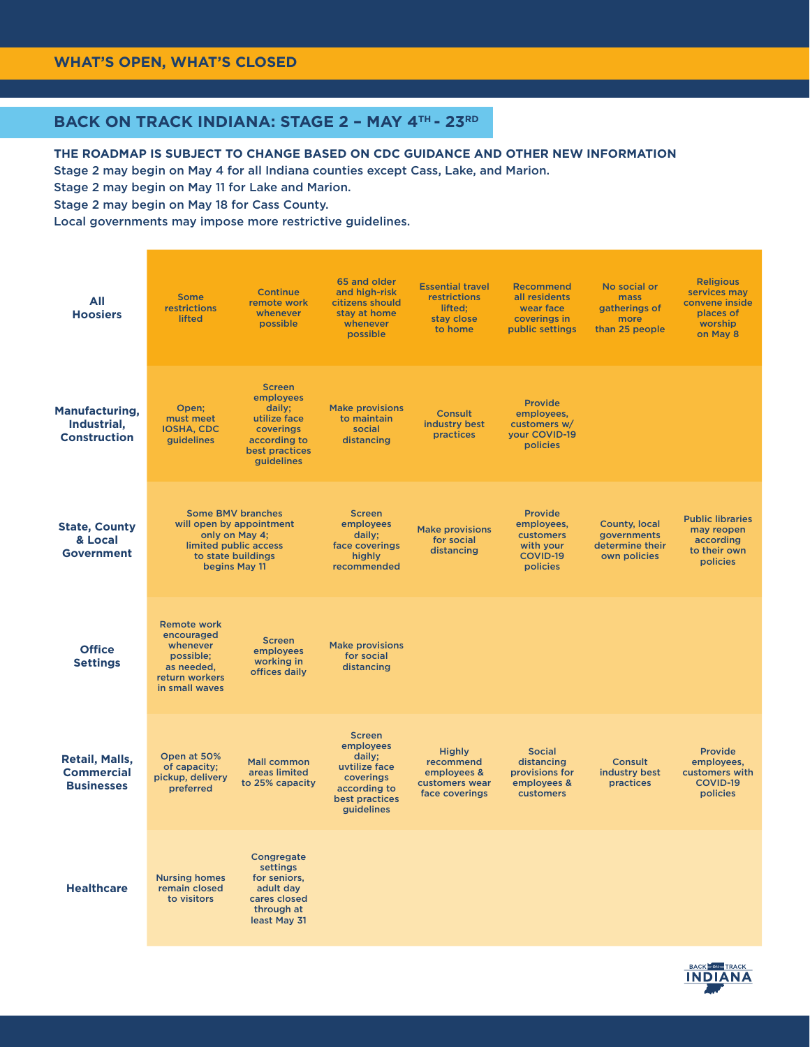## WHAT'S OPEN, WHAT'S CLOSED

## BACK ON TRACK INDIANA: STAGE 2 – MAY 4TH - 23RD

**THE ROADMAP IS SUBJECT TO CHANGE BASED ON CDC GUIDANCE AND OTHER NEW INFORMATION**

Stage 2 may begin on May 4 for all Indiana counties except Cass, Lake, and Marion.

Stage 2 may begin on May 11 for Lake and Marion.

Stage 2 may begin on May 18 for Cass County.

Local governments may impose more restrictive guidelines.

| | | | | | | | |
|---|---|---|---|---|---|---|---|
| **All Hoosiers** | Some restrictions lifted | Continue remote work whenever possible | 65 and older and high-risk citizens should stay at home whenever possible | Essential travel restrictions lifted; stay close to home | Recommend all residents wear face coverings in public settings | No social or mass gatherings of more than 25 people | Religious services may convene inside places of worship on May 8 |
| **Manufacturing, Industrial, Construction** | Open; must meet IOSHA, CDC guidelines | Screen employees daily; utilize face coverings according to best practices guidelines | Make provisions to maintain social distancing | Consult industry best practices | Provide employees, customers w/ your COVID-19 policies | | |
| **State, County & Local Government** | Some BMV branches will open by appointment only on May 4; limited public access to state buildings begins May 11 | | Screen employees daily; face coverings highly recommended | Make provisions for social distancing | Provide employees, customers with your COVID-19 policies | County, local governments determine their own policies | Public libraries may reopen according to their own policies |
| **Office Settings** | Remote work encouraged whenever possible; as needed, return workers in small waves | Screen employees working in offices daily | Make provisions for social distancing | | | | |
| **Retail, Malls, Commercial Businesses** | Open at 50% of capacity; pickup, delivery preferred | Mall common areas limited to 25% capacity | Screen employees daily; uvtilize face coverings according to best practices guidelines | Highly recommend employees & customers wear face coverings | Social distancing provisions for employees & customers | Consult industry best practices | Provide employees, customers with COVID-19 policies |
| **Healthcare** | Nursing homes remain closed to visitors | Congregate settings for seniors, adult day cares closed through at least May 31 | | | | | |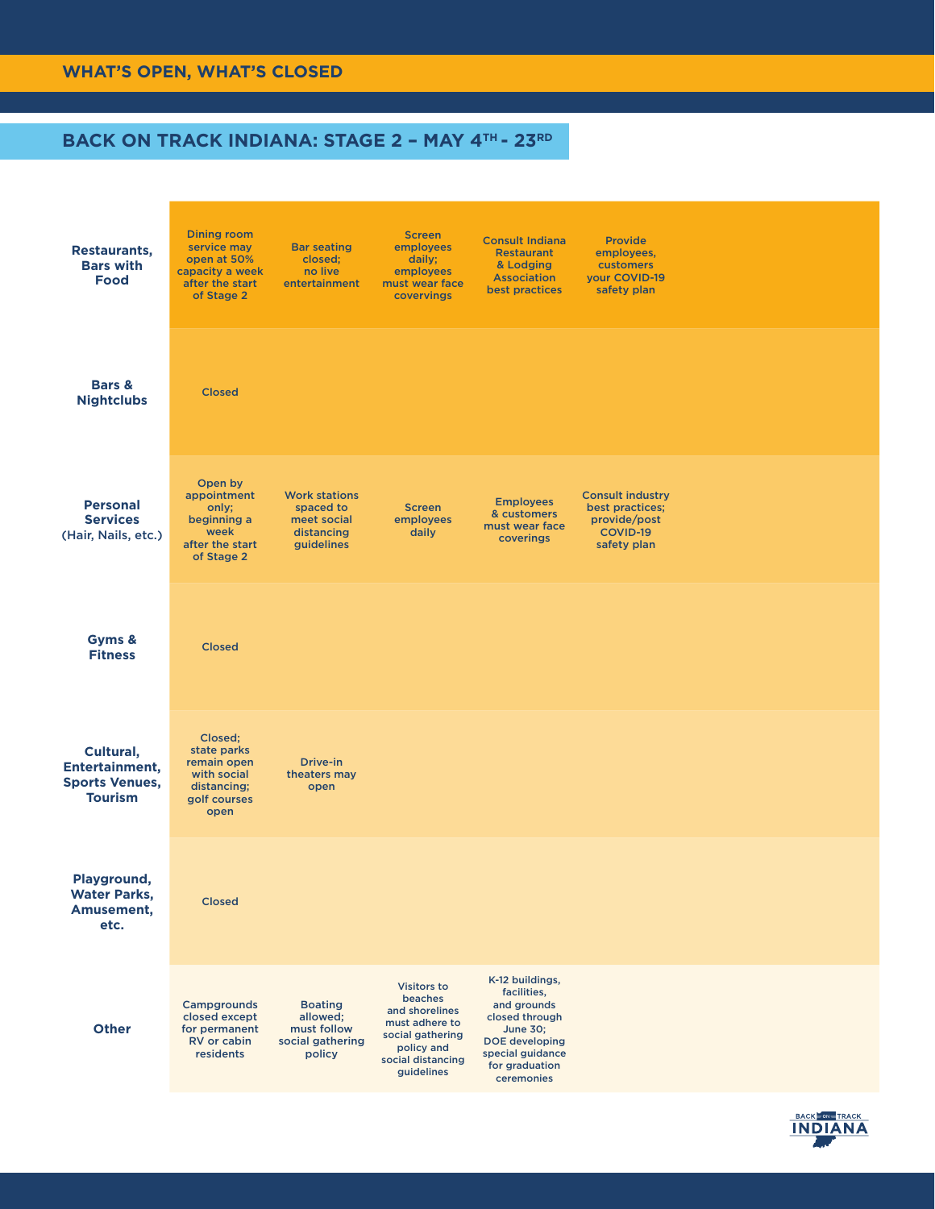## WHAT'S OPEN, WHAT'S CLOSED

## BACK ON TRACK INDIANA: STAGE 2 – MAY 4TH - 23RD

| | | | | | |
|---|---|---|---|---|---|
| **Restaurants, Bars with Food** | Dining room service may open at 50% capacity a week after the start of Stage 2 | Bar seating closed; no live entertainment | Screen employees daily; employees must wear face covervings | Consult Indiana Restaurant & Lodging Association best practices | Provide employees, customers your COVID-19 safety plan |
| **Bars & Nightclubs** | Closed | | | | |
| **Personal Services** (Hair, Nails, etc.) | Open by appointment only; beginning a week after the start of Stage 2 | Work stations spaced to meet social distancing guidelines | Screen employees daily | Employees & customers must wear face coverings | Consult industry best practices; provide/post COVID-19 safety plan |
| **Gyms & Fitness** | Closed | | | | |
| **Cultural, Entertainment, Sports Venues, Tourism** | Closed; state parks remain open with social distancing; golf courses open | Drive-in theaters may open | | | |
| **Playground, Water Parks, Amusement, etc.** | Closed | | | | |
| **Other** | Campgrounds closed except for permanent RV or cabin residents | Boating allowed; must follow social gathering policy | Visitors to beaches and shorelines must adhere to social gathering policy and social distancing guidelines | K-12 buildings, facilities, and grounds closed through June 30; DOE developing special guidance for graduation ceremonies | |

BACK ON TRACK INDIANA